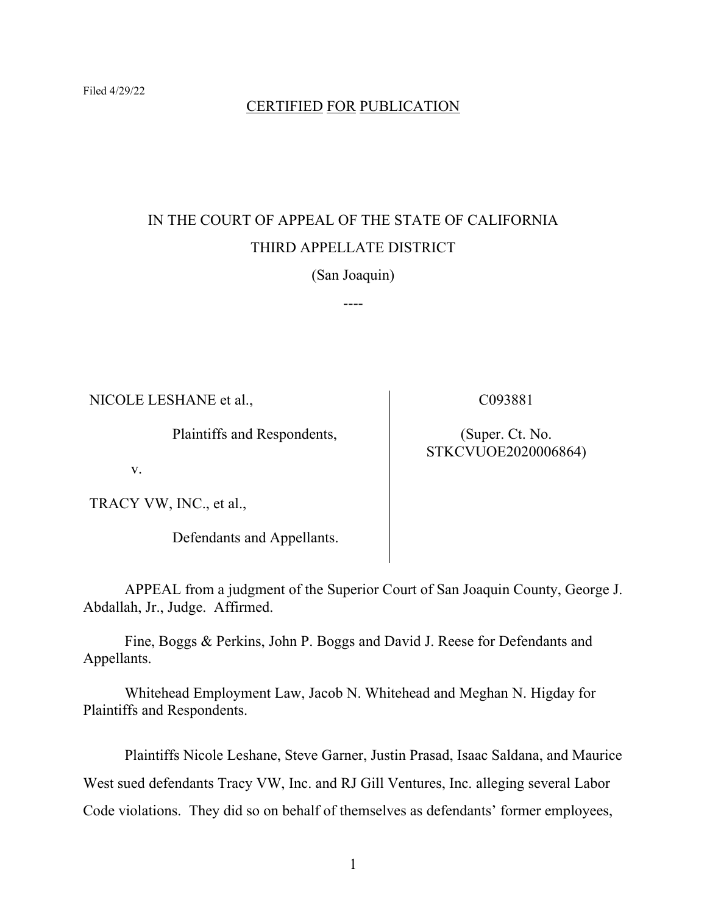Filed 4/29/22

CERTIFIED FOR PUBLICATION

IN THE COURT OF APPEAL OF THE STATE OF CALIFORNIA

THIRD APPELLATE DISTRICT

(San Joaquin)

----

| | |
|---|---|
| NICOLE LESHANE et al.,<br><br>Plaintiffs and Respondents,<br><br>v.<br><br>TRACY VW, INC., et al.,<br><br>Defendants and Appellants. | C093881<br><br>(Super. Ct. No. STKCVUOE2020006864) |

APPEAL from a judgment of the Superior Court of San Joaquin County, George J. Abdallah, Jr., Judge. Affirmed.

Fine, Boggs & Perkins, John P. Boggs and David J. Reese for Defendants and Appellants.

Whitehead Employment Law, Jacob N. Whitehead and Meghan N. Higday for Plaintiffs and Respondents.

Plaintiffs Nicole Leshane, Steve Garner, Justin Prasad, Isaac Saldana, and Maurice West sued defendants Tracy VW, Inc. and RJ Gill Ventures, Inc. alleging several Labor Code violations. They did so on behalf of themselves as defendants' former employees,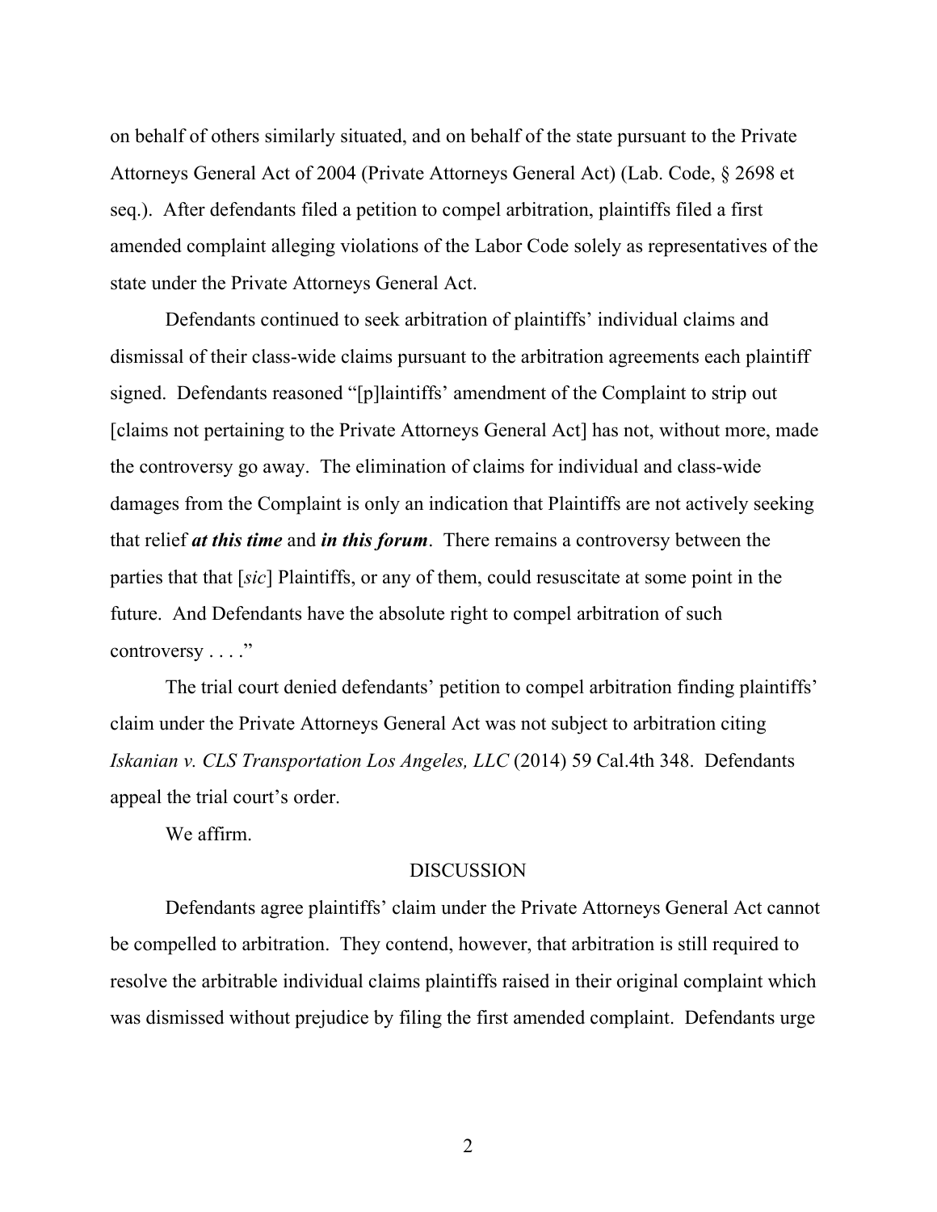on behalf of others similarly situated, and on behalf of the state pursuant to the Private Attorneys General Act of 2004 (Private Attorneys General Act) (Lab. Code, § 2698 et seq.). After defendants filed a petition to compel arbitration, plaintiffs filed a first amended complaint alleging violations of the Labor Code solely as representatives of the state under the Private Attorneys General Act.

Defendants continued to seek arbitration of plaintiffs' individual claims and dismissal of their class-wide claims pursuant to the arbitration agreements each plaintiff signed. Defendants reasoned "[p]laintiffs' amendment of the Complaint to strip out [claims not pertaining to the Private Attorneys General Act] has not, without more, made the controversy go away. The elimination of claims for individual and class-wide damages from the Complaint is only an indication that Plaintiffs are not actively seeking that relief ***at this time*** and ***in this forum***. There remains a controversy between the parties that that [*sic*] Plaintiffs, or any of them, could resuscitate at some point in the future. And Defendants have the absolute right to compel arbitration of such controversy . . . ."

The trial court denied defendants' petition to compel arbitration finding plaintiffs' claim under the Private Attorneys General Act was not subject to arbitration citing *Iskanian v. CLS Transportation Los Angeles, LLC* (2014) 59 Cal.4th 348. Defendants appeal the trial court's order.

We affirm.

## DISCUSSION

Defendants agree plaintiffs' claim under the Private Attorneys General Act cannot be compelled to arbitration. They contend, however, that arbitration is still required to resolve the arbitrable individual claims plaintiffs raised in their original complaint which was dismissed without prejudice by filing the first amended complaint. Defendants urge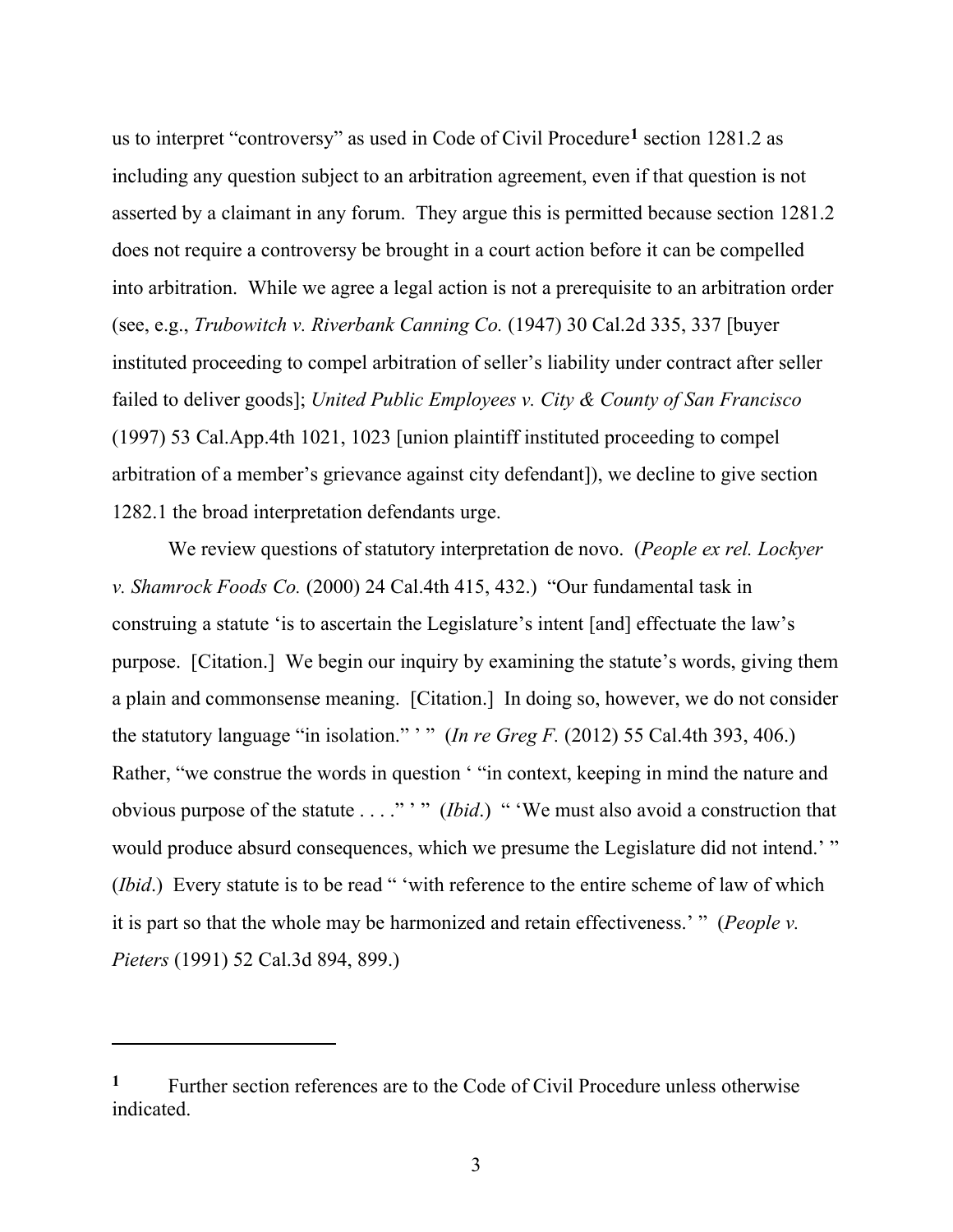us to interpret "controversy" as used in Code of Civil Procedure[1] section 1281.2 as including any question subject to an arbitration agreement, even if that question is not asserted by a claimant in any forum. They argue this is permitted because section 1281.2 does not require a controversy be brought in a court action before it can be compelled into arbitration. While we agree a legal action is not a prerequisite to an arbitration order (see, e.g., *Trubowitch v. Riverbank Canning Co.* (1947) 30 Cal.2d 335, 337 [buyer instituted proceeding to compel arbitration of seller's liability under contract after seller failed to deliver goods]; *United Public Employees v. City & County of San Francisco* (1997) 53 Cal.App.4th 1021, 1023 [union plaintiff instituted proceeding to compel arbitration of a member's grievance against city defendant]), we decline to give section 1282.1 the broad interpretation defendants urge.

We review questions of statutory interpretation de novo. (*People ex rel. Lockyer v. Shamrock Foods Co.* (2000) 24 Cal.4th 415, 432.) "Our fundamental task in construing a statute 'is to ascertain the Legislature's intent [and] effectuate the law's purpose. [Citation.] We begin our inquiry by examining the statute's words, giving them a plain and commonsense meaning. [Citation.] In doing so, however, we do not consider the statutory language "in isolation." ' " (*In re Greg F.* (2012) 55 Cal.4th 393, 406.) Rather, "we construe the words in question ' "in context, keeping in mind the nature and obvious purpose of the statute . . . ." ' " (*Ibid*.) " 'We must also avoid a construction that would produce absurd consequences, which we presume the Legislature did not intend.' " (*Ibid*.) Every statute is to be read " 'with reference to the entire scheme of law of which it is part so that the whole may be harmonized and retain effectiveness.' " (*People v. Pieters* (1991) 52 Cal.3d 894, 899.)

---

[1] Further section references are to the Code of Civil Procedure unless otherwise indicated.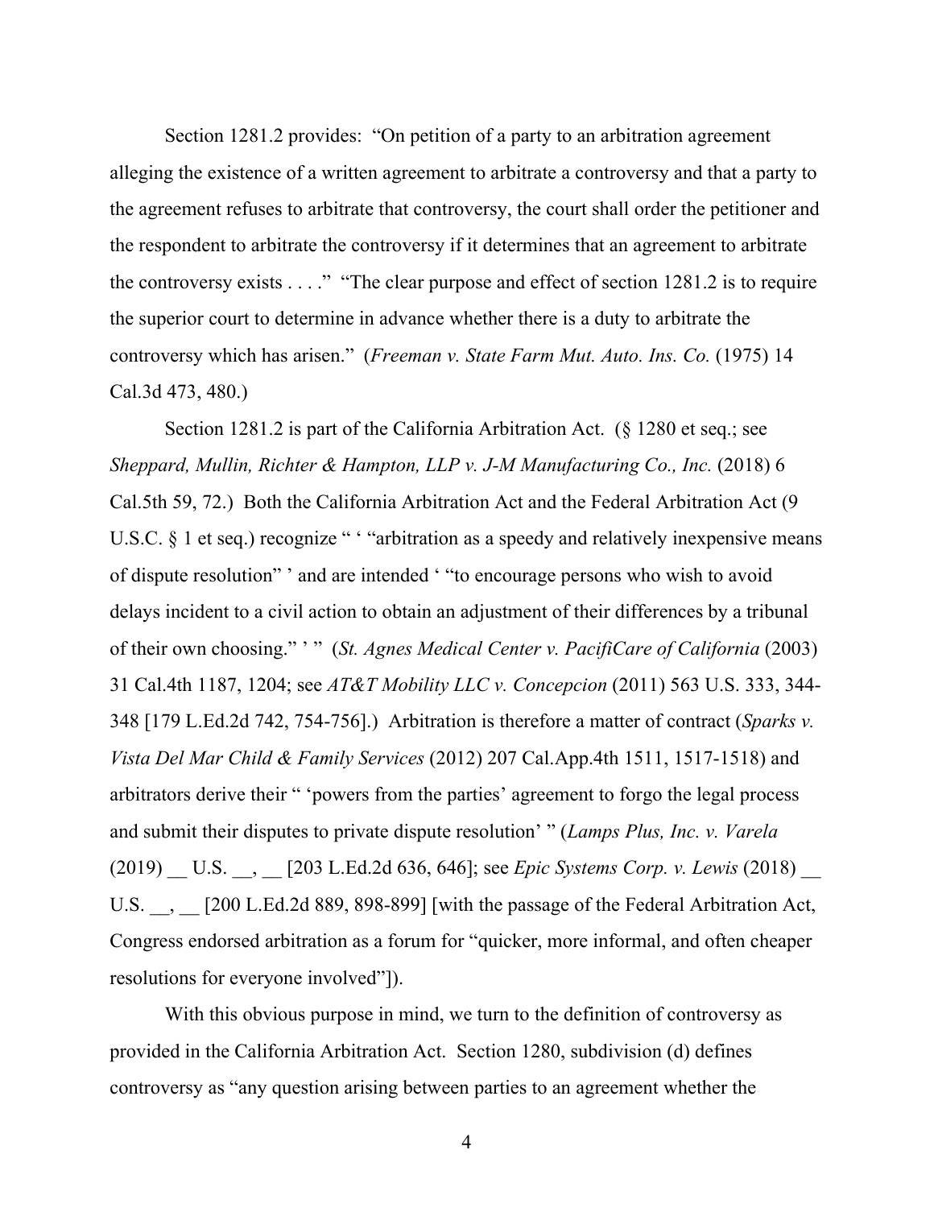Section 1281.2 provides: "On petition of a party to an arbitration agreement alleging the existence of a written agreement to arbitrate a controversy and that a party to the agreement refuses to arbitrate that controversy, the court shall order the petitioner and the respondent to arbitrate the controversy if it determines that an agreement to arbitrate the controversy exists . . . ." "The clear purpose and effect of section 1281.2 is to require the superior court to determine in advance whether there is a duty to arbitrate the controversy which has arisen." (*Freeman v. State Farm Mut. Auto. Ins. Co.* (1975) 14 Cal.3d 473, 480.)

Section 1281.2 is part of the California Arbitration Act. (§ 1280 et seq.; see *Sheppard, Mullin, Richter & Hampton, LLP v. J-M Manufacturing Co., Inc.* (2018) 6 Cal.5th 59, 72.) Both the California Arbitration Act and the Federal Arbitration Act (9 U.S.C. § 1 et seq.) recognize " ' "arbitration as a speedy and relatively inexpensive means of dispute resolution" ' and are intended ' "to encourage persons who wish to avoid delays incident to a civil action to obtain an adjustment of their differences by a tribunal of their own choosing." ' " (*St. Agnes Medical Center v. PacifiCare of California* (2003) 31 Cal.4th 1187, 1204; see *AT&T Mobility LLC v. Concepcion* (2011) 563 U.S. 333, 344-348 [179 L.Ed.2d 742, 754-756].) Arbitration is therefore a matter of contract (*Sparks v. Vista Del Mar Child & Family Services* (2012) 207 Cal.App.4th 1511, 1517-1518) and arbitrators derive their " 'powers from the parties' agreement to forgo the legal process and submit their disputes to private dispute resolution' " (*Lamps Plus, Inc. v. Varela* (2019) __ U.S. __, __ [203 L.Ed.2d 636, 646]; see *Epic Systems Corp. v. Lewis* (2018) __ U.S. __, __ [200 L.Ed.2d 889, 898-899] [with the passage of the Federal Arbitration Act, Congress endorsed arbitration as a forum for "quicker, more informal, and often cheaper resolutions for everyone involved"]).

With this obvious purpose in mind, we turn to the definition of controversy as provided in the California Arbitration Act. Section 1280, subdivision (d) defines controversy as "any question arising between parties to an agreement whether the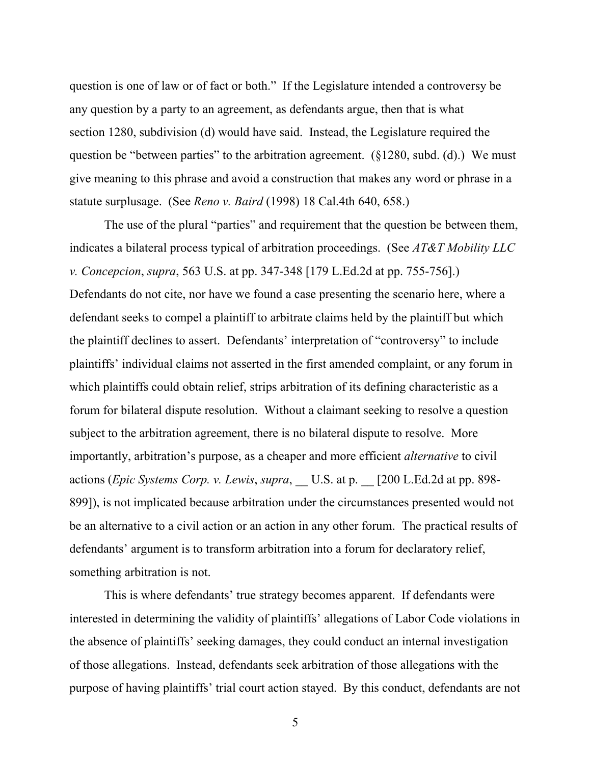question is one of law or of fact or both." If the Legislature intended a controversy be any question by a party to an agreement, as defendants argue, then that is what section 1280, subdivision (d) would have said. Instead, the Legislature required the question be "between parties" to the arbitration agreement. (§1280, subd. (d).) We must give meaning to this phrase and avoid a construction that makes any word or phrase in a statute surplusage. (See *Reno v. Baird* (1998) 18 Cal.4th 640, 658.)

The use of the plural "parties" and requirement that the question be between them, indicates a bilateral process typical of arbitration proceedings. (See *AT&T Mobility LLC v. Concepcion*, *supra*, 563 U.S. at pp. 347-348 [179 L.Ed.2d at pp. 755-756].) Defendants do not cite, nor have we found a case presenting the scenario here, where a defendant seeks to compel a plaintiff to arbitrate claims held by the plaintiff but which the plaintiff declines to assert. Defendants' interpretation of "controversy" to include plaintiffs' individual claims not asserted in the first amended complaint, or any forum in which plaintiffs could obtain relief, strips arbitration of its defining characteristic as a forum for bilateral dispute resolution. Without a claimant seeking to resolve a question subject to the arbitration agreement, there is no bilateral dispute to resolve. More importantly, arbitration's purpose, as a cheaper and more efficient *alternative* to civil actions (*Epic Systems Corp. v. Lewis*, *supra*, __ U.S. at p. __ [200 L.Ed.2d at pp. 898-899]), is not implicated because arbitration under the circumstances presented would not be an alternative to a civil action or an action in any other forum. The practical results of defendants' argument is to transform arbitration into a forum for declaratory relief, something arbitration is not.

This is where defendants' true strategy becomes apparent. If defendants were interested in determining the validity of plaintiffs' allegations of Labor Code violations in the absence of plaintiffs' seeking damages, they could conduct an internal investigation of those allegations. Instead, defendants seek arbitration of those allegations with the purpose of having plaintiffs' trial court action stayed. By this conduct, defendants are not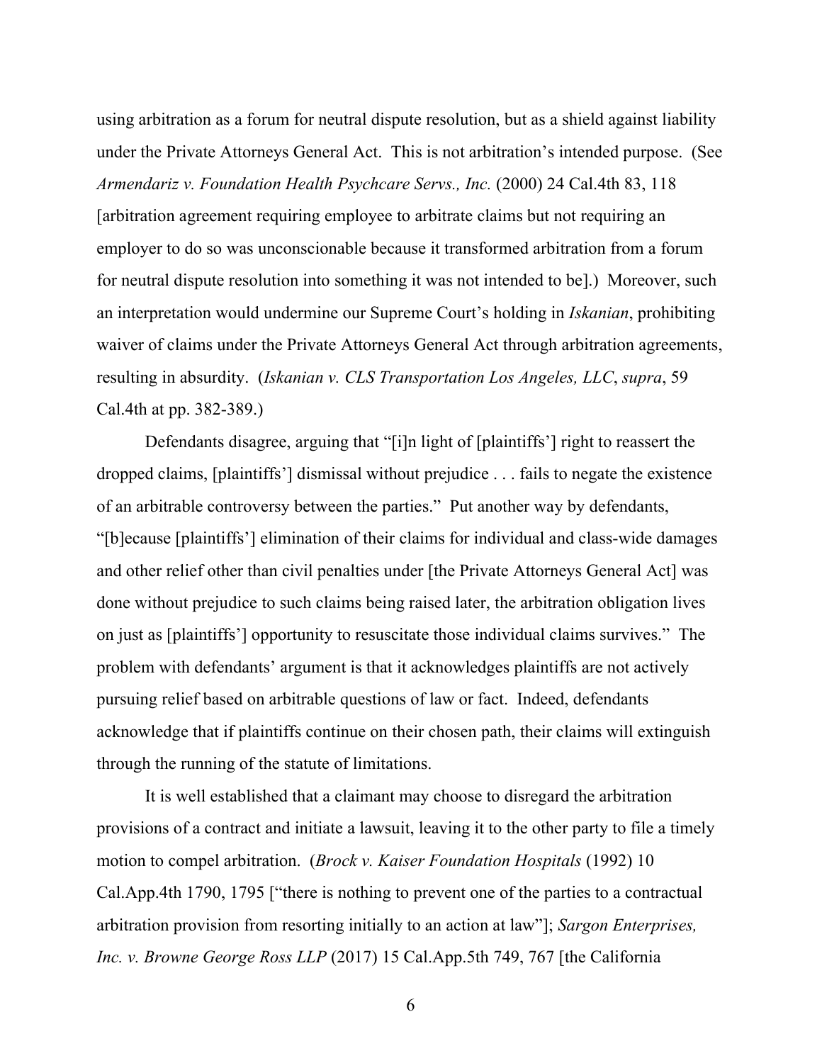using arbitration as a forum for neutral dispute resolution, but as a shield against liability under the Private Attorneys General Act. This is not arbitration's intended purpose. (See *Armendariz v. Foundation Health Psychcare Servs., Inc.* (2000) 24 Cal.4th 83, 118 [arbitration agreement requiring employee to arbitrate claims but not requiring an employer to do so was unconscionable because it transformed arbitration from a forum for neutral dispute resolution into something it was not intended to be].) Moreover, such an interpretation would undermine our Supreme Court's holding in *Iskanian*, prohibiting waiver of claims under the Private Attorneys General Act through arbitration agreements, resulting in absurdity. (*Iskanian v. CLS Transportation Los Angeles, LLC*, *supra*, 59 Cal.4th at pp. 382-389.)

Defendants disagree, arguing that "[i]n light of [plaintiffs'] right to reassert the dropped claims, [plaintiffs'] dismissal without prejudice . . . fails to negate the existence of an arbitrable controversy between the parties." Put another way by defendants, "[b]ecause [plaintiffs'] elimination of their claims for individual and class-wide damages and other relief other than civil penalties under [the Private Attorneys General Act] was done without prejudice to such claims being raised later, the arbitration obligation lives on just as [plaintiffs'] opportunity to resuscitate those individual claims survives." The problem with defendants' argument is that it acknowledges plaintiffs are not actively pursuing relief based on arbitrable questions of law or fact. Indeed, defendants acknowledge that if plaintiffs continue on their chosen path, their claims will extinguish through the running of the statute of limitations.

It is well established that a claimant may choose to disregard the arbitration provisions of a contract and initiate a lawsuit, leaving it to the other party to file a timely motion to compel arbitration. (*Brock v. Kaiser Foundation Hospitals* (1992) 10 Cal.App.4th 1790, 1795 ["there is nothing to prevent one of the parties to a contractual arbitration provision from resorting initially to an action at law"]; *Sargon Enterprises, Inc. v. Browne George Ross LLP* (2017) 15 Cal.App.5th 749, 767 [the California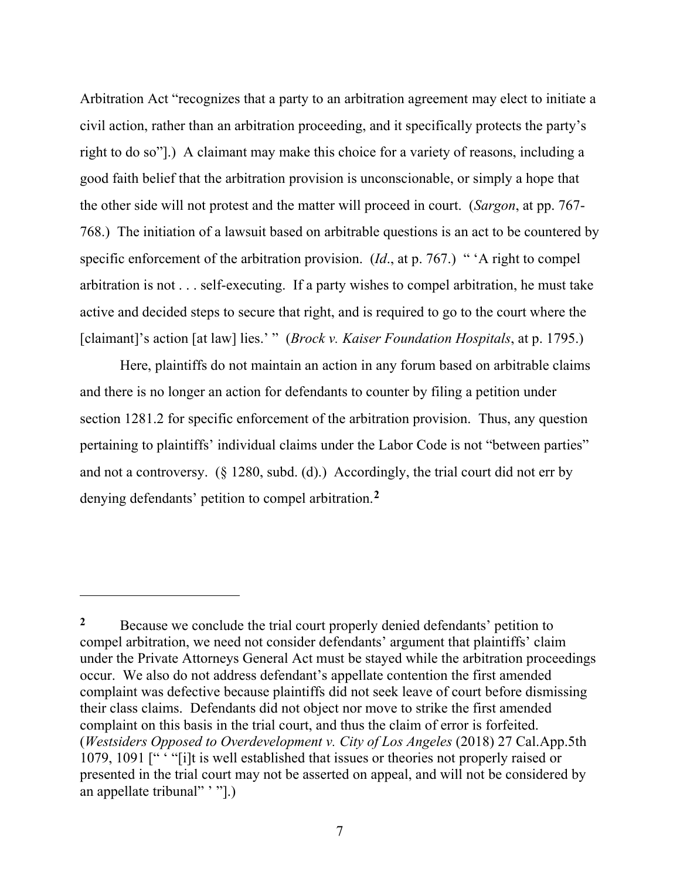Arbitration Act "recognizes that a party to an arbitration agreement may elect to initiate a civil action, rather than an arbitration proceeding, and it specifically protects the party's right to do so"].) A claimant may make this choice for a variety of reasons, including a good faith belief that the arbitration provision is unconscionable, or simply a hope that the other side will not protest and the matter will proceed in court. (*Sargon*, at pp. 767-768.) The initiation of a lawsuit based on arbitrable questions is an act to be countered by specific enforcement of the arbitration provision. (*Id*., at p. 767.) " 'A right to compel arbitration is not . . . self-executing. If a party wishes to compel arbitration, he must take active and decided steps to secure that right, and is required to go to the court where the [claimant]'s action [at law] lies.' " (*Brock v. Kaiser Foundation Hospitals*, at p. 1795.)

Here, plaintiffs do not maintain an action in any forum based on arbitrable claims and there is no longer an action for defendants to counter by filing a petition under section 1281.2 for specific enforcement of the arbitration provision. Thus, any question pertaining to plaintiffs' individual claims under the Labor Code is not "between parties" and not a controversy. (§ 1280, subd. (d).) Accordingly, the trial court did not err by denying defendants' petition to compel arbitration.[2]

---

[2] Because we conclude the trial court properly denied defendants' petition to compel arbitration, we need not consider defendants' argument that plaintiffs' claim under the Private Attorneys General Act must be stayed while the arbitration proceedings occur. We also do not address defendant's appellate contention the first amended complaint was defective because plaintiffs did not seek leave of court before dismissing their class claims. Defendants did not object nor move to strike the first amended complaint on this basis in the trial court, and thus the claim of error is forfeited. (*Westsiders Opposed to Overdevelopment v. City of Los Angeles* (2018) 27 Cal.App.5th 1079, 1091 [" ' "[i]t is well established that issues or theories not properly raised or presented in the trial court may not be asserted on appeal, and will not be considered by an appellate tribunal" ' "].)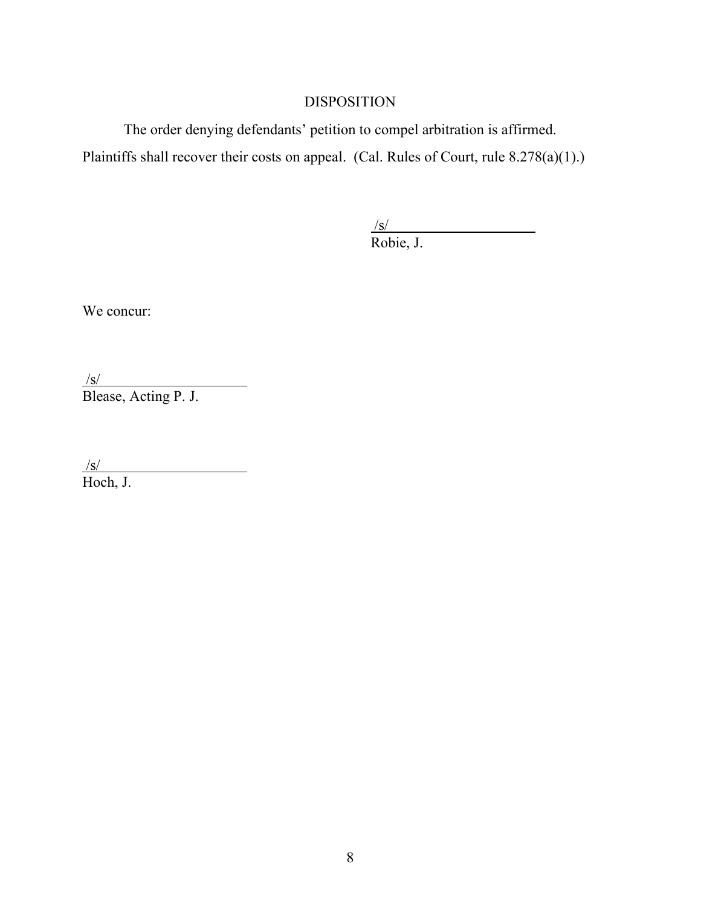## DISPOSITION

The order denying defendants' petition to compel arbitration is affirmed. Plaintiffs shall recover their costs on appeal. (Cal. Rules of Court, rule 8.278(a)(1).)

/s/
Robie, J.

We concur:

/s/
Blease, Acting P. J.

/s/
Hoch, J.